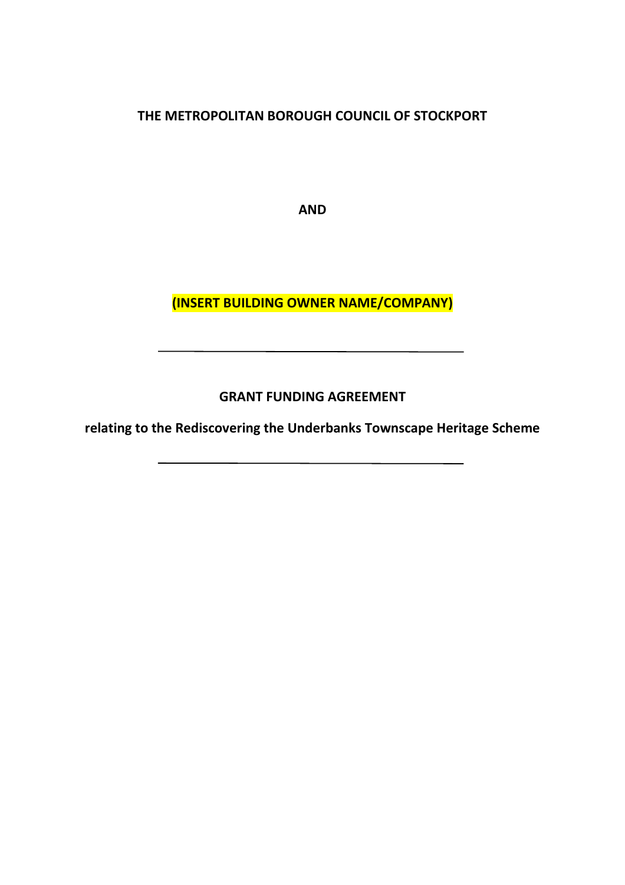**THE METROPOLITAN BOROUGH COUNCIL OF STOCKPORT**

**AND**

**(INSERT BUILDING OWNER NAME/COMPANY)**

---

**GRANT FUNDING AGREEMENT**

**relating to the Rediscovering the Underbanks Townscape Heritage Scheme**

---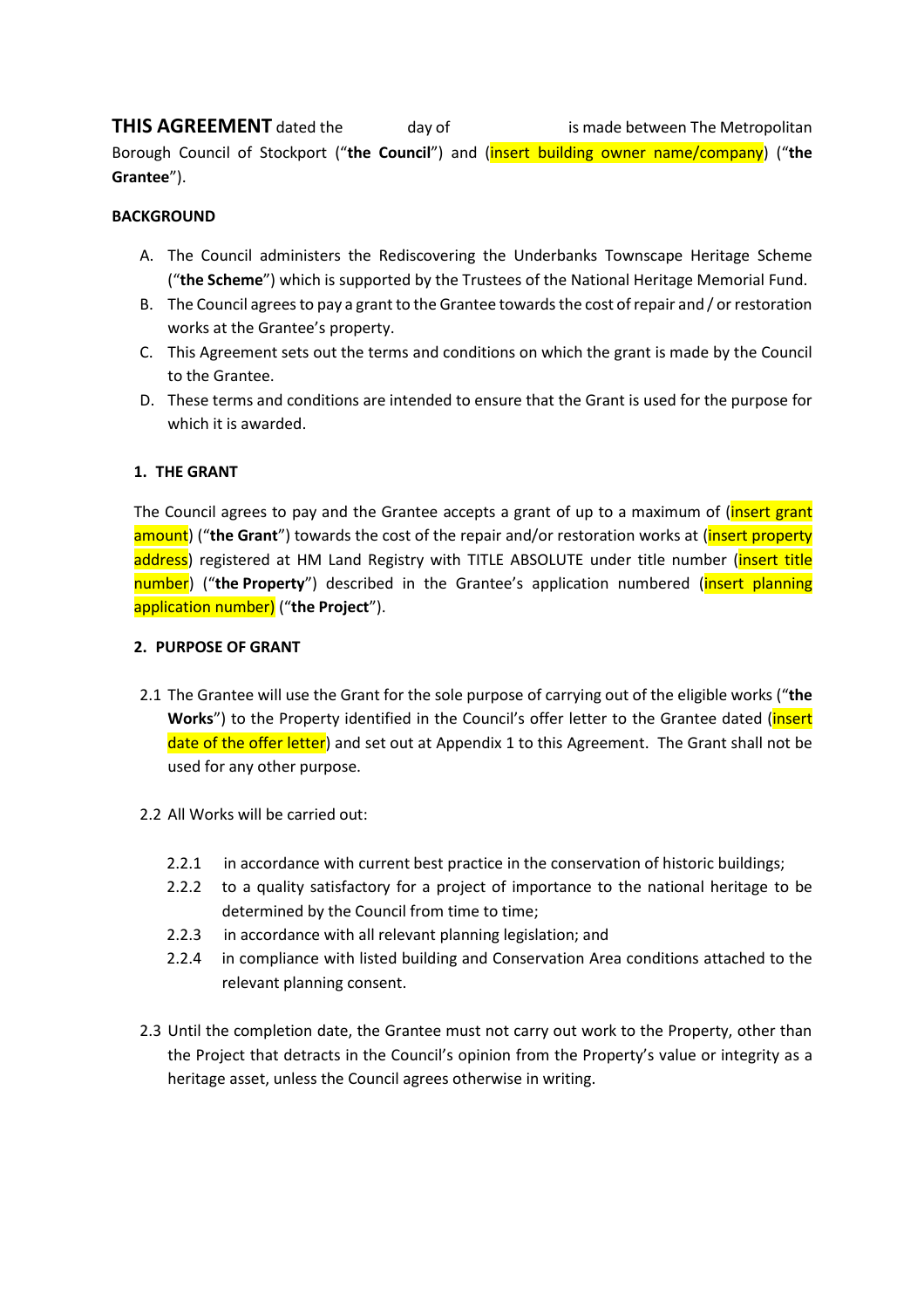**THIS AGREEMENT** dated the day of is made between The Metropolitan Borough Council of Stockport ("**the Council**") and (insert building owner name/company) ("**the Grantee**").

**BACKGROUND**

A. The Council administers the Rediscovering the Underbanks Townscape Heritage Scheme ("**the Scheme**") which is supported by the Trustees of the National Heritage Memorial Fund.

B. The Council agrees to pay a grant to the Grantee towards the cost of repair and / or restoration works at the Grantee's property.

C. This Agreement sets out the terms and conditions on which the grant is made by the Council to the Grantee.

D. These terms and conditions are intended to ensure that the Grant is used for the purpose for which it is awarded.

**1. THE GRANT**

The Council agrees to pay and the Grantee accepts a grant of up to a maximum of (insert grant amount) ("**the Grant**") towards the cost of the repair and/or restoration works at (insert property address) registered at HM Land Registry with TITLE ABSOLUTE under title number (insert title number) ("**the Property**") described in the Grantee's application numbered (insert planning application number) ("**the Project**").

**2. PURPOSE OF GRANT**

2.1 The Grantee will use the Grant for the sole purpose of carrying out of the eligible works ("**the Works**") to the Property identified in the Council's offer letter to the Grantee dated (insert date of the offer letter) and set out at Appendix 1 to this Agreement. The Grant shall not be used for any other purpose.

2.2 All Works will be carried out:

2.2.1 in accordance with current best practice in the conservation of historic buildings;

2.2.2 to a quality satisfactory for a project of importance to the national heritage to be determined by the Council from time to time;

2.2.3 in accordance with all relevant planning legislation; and

2.2.4 in compliance with listed building and Conservation Area conditions attached to the relevant planning consent.

2.3 Until the completion date, the Grantee must not carry out work to the Property, other than the Project that detracts in the Council's opinion from the Property's value or integrity as a heritage asset, unless the Council agrees otherwise in writing.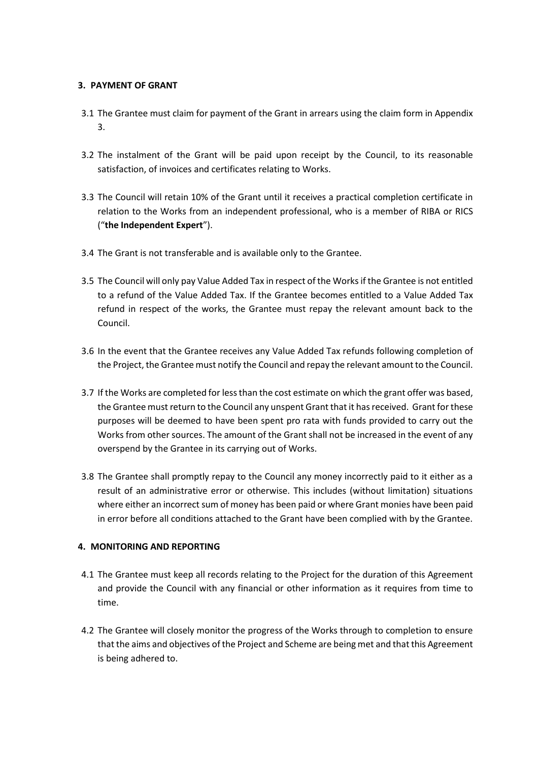### 3. PAYMENT OF GRANT

3.1 The Grantee must claim for payment of the Grant in arrears using the claim form in Appendix 3.

3.2 The instalment of the Grant will be paid upon receipt by the Council, to its reasonable satisfaction, of invoices and certificates relating to Works.

3.3 The Council will retain 10% of the Grant until it receives a practical completion certificate in relation to the Works from an independent professional, who is a member of RIBA or RICS ("**the Independent Expert**").

3.4 The Grant is not transferable and is available only to the Grantee.

3.5 The Council will only pay Value Added Tax in respect of the Works if the Grantee is not entitled to a refund of the Value Added Tax. If the Grantee becomes entitled to a Value Added Tax refund in respect of the works, the Grantee must repay the relevant amount back to the Council.

3.6 In the event that the Grantee receives any Value Added Tax refunds following completion of the Project, the Grantee must notify the Council and repay the relevant amount to the Council.

3.7 If the Works are completed for less than the cost estimate on which the grant offer was based, the Grantee must return to the Council any unspent Grant that it has received. Grant for these purposes will be deemed to have been spent pro rata with funds provided to carry out the Works from other sources. The amount of the Grant shall not be increased in the event of any overspend by the Grantee in its carrying out of Works.

3.8 The Grantee shall promptly repay to the Council any money incorrectly paid to it either as a result of an administrative error or otherwise. This includes (without limitation) situations where either an incorrect sum of money has been paid or where Grant monies have been paid in error before all conditions attached to the Grant have been complied with by the Grantee.

### 4. MONITORING AND REPORTING

4.1 The Grantee must keep all records relating to the Project for the duration of this Agreement and provide the Council with any financial or other information as it requires from time to time.

4.2 The Grantee will closely monitor the progress of the Works through to completion to ensure that the aims and objectives of the Project and Scheme are being met and that this Agreement is being adhered to.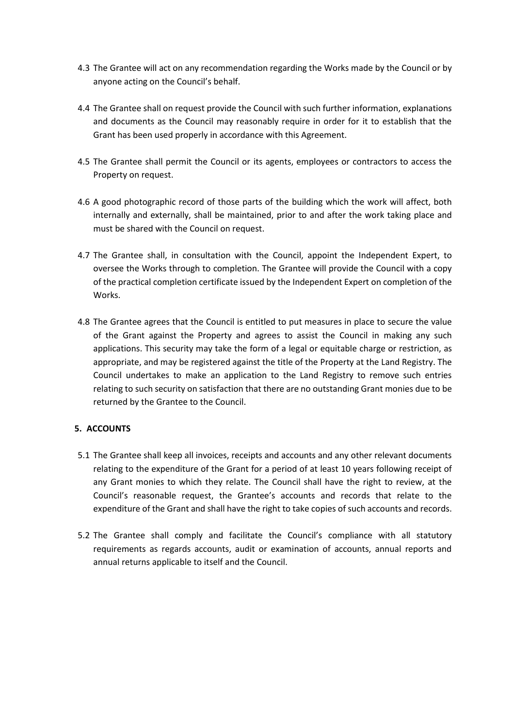4.3 The Grantee will act on any recommendation regarding the Works made by the Council or by anyone acting on the Council's behalf.

4.4 The Grantee shall on request provide the Council with such further information, explanations and documents as the Council may reasonably require in order for it to establish that the Grant has been used properly in accordance with this Agreement.

4.5 The Grantee shall permit the Council or its agents, employees or contractors to access the Property on request.

4.6 A good photographic record of those parts of the building which the work will affect, both internally and externally, shall be maintained, prior to and after the work taking place and must be shared with the Council on request.

4.7 The Grantee shall, in consultation with the Council, appoint the Independent Expert, to oversee the Works through to completion. The Grantee will provide the Council with a copy of the practical completion certificate issued by the Independent Expert on completion of the Works.

4.8 The Grantee agrees that the Council is entitled to put measures in place to secure the value of the Grant against the Property and agrees to assist the Council in making any such applications. This security may take the form of a legal or equitable charge or restriction, as appropriate, and may be registered against the title of the Property at the Land Registry. The Council undertakes to make an application to the Land Registry to remove such entries relating to such security on satisfaction that there are no outstanding Grant monies due to be returned by the Grantee to the Council.

## 5. ACCOUNTS

5.1 The Grantee shall keep all invoices, receipts and accounts and any other relevant documents relating to the expenditure of the Grant for a period of at least 10 years following receipt of any Grant monies to which they relate. The Council shall have the right to review, at the Council's reasonable request, the Grantee's accounts and records that relate to the expenditure of the Grant and shall have the right to take copies of such accounts and records.

5.2 The Grantee shall comply and facilitate the Council's compliance with all statutory requirements as regards accounts, audit or examination of accounts, annual reports and annual returns applicable to itself and the Council.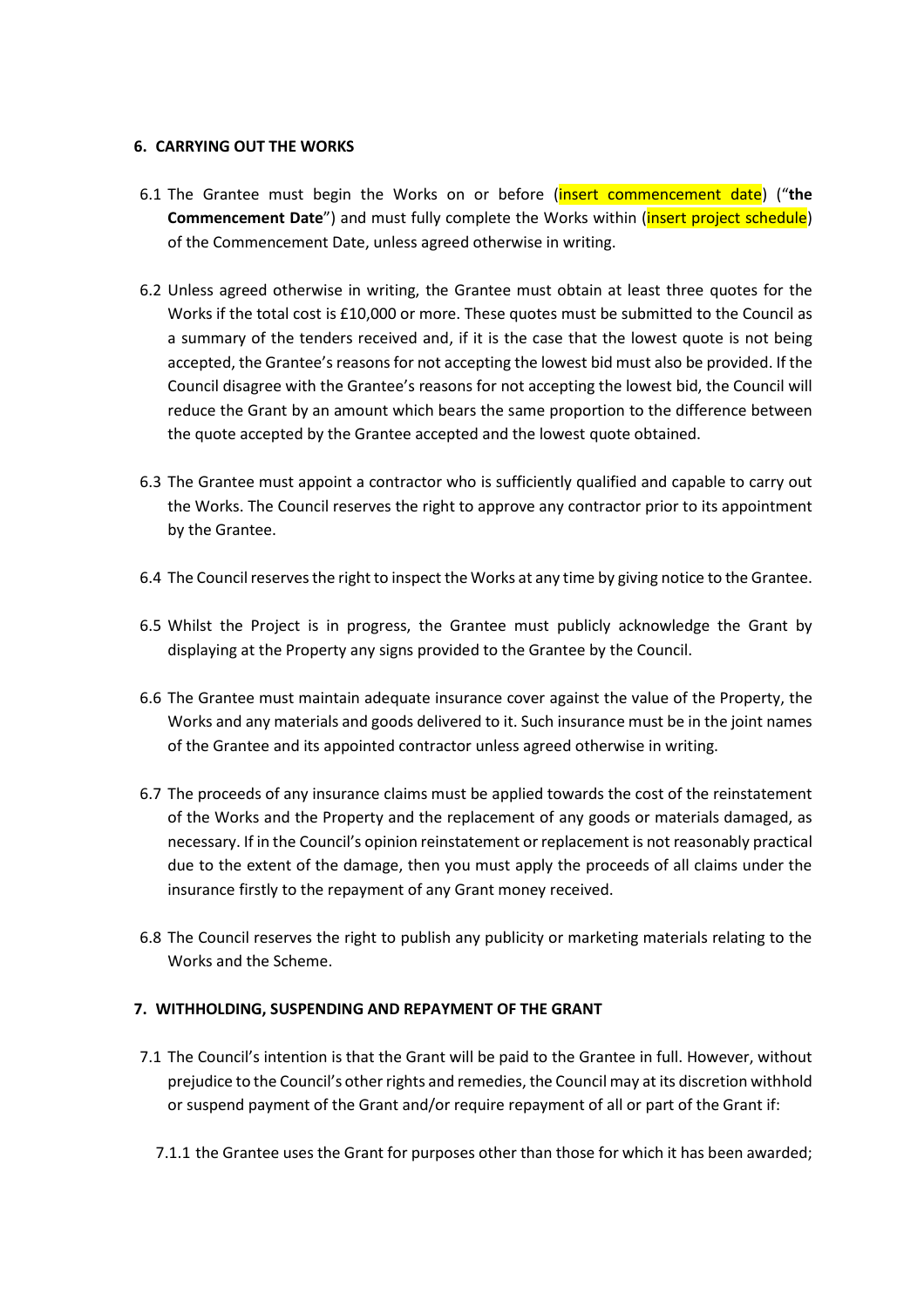## 6. CARRYING OUT THE WORKS

6.1 The Grantee must begin the Works on or before (insert commencement date) ("**the Commencement Date**") and must fully complete the Works within (insert project schedule) of the Commencement Date, unless agreed otherwise in writing.

6.2 Unless agreed otherwise in writing, the Grantee must obtain at least three quotes for the Works if the total cost is £10,000 or more. These quotes must be submitted to the Council as a summary of the tenders received and, if it is the case that the lowest quote is not being accepted, the Grantee's reasons for not accepting the lowest bid must also be provided. If the Council disagree with the Grantee's reasons for not accepting the lowest bid, the Council will reduce the Grant by an amount which bears the same proportion to the difference between the quote accepted by the Grantee accepted and the lowest quote obtained.

6.3 The Grantee must appoint a contractor who is sufficiently qualified and capable to carry out the Works. The Council reserves the right to approve any contractor prior to its appointment by the Grantee.

6.4 The Council reserves the right to inspect the Works at any time by giving notice to the Grantee.

6.5 Whilst the Project is in progress, the Grantee must publicly acknowledge the Grant by displaying at the Property any signs provided to the Grantee by the Council.

6.6 The Grantee must maintain adequate insurance cover against the value of the Property, the Works and any materials and goods delivered to it. Such insurance must be in the joint names of the Grantee and its appointed contractor unless agreed otherwise in writing.

6.7 The proceeds of any insurance claims must be applied towards the cost of the reinstatement of the Works and the Property and the replacement of any goods or materials damaged, as necessary. If in the Council's opinion reinstatement or replacement is not reasonably practical due to the extent of the damage, then you must apply the proceeds of all claims under the insurance firstly to the repayment of any Grant money received.

6.8 The Council reserves the right to publish any publicity or marketing materials relating to the Works and the Scheme.

## 7. WITHHOLDING, SUSPENDING AND REPAYMENT OF THE GRANT

7.1 The Council's intention is that the Grant will be paid to the Grantee in full. However, without prejudice to the Council's other rights and remedies, the Council may at its discretion withhold or suspend payment of the Grant and/or require repayment of all or part of the Grant if:

7.1.1 the Grantee uses the Grant for purposes other than those for which it has been awarded;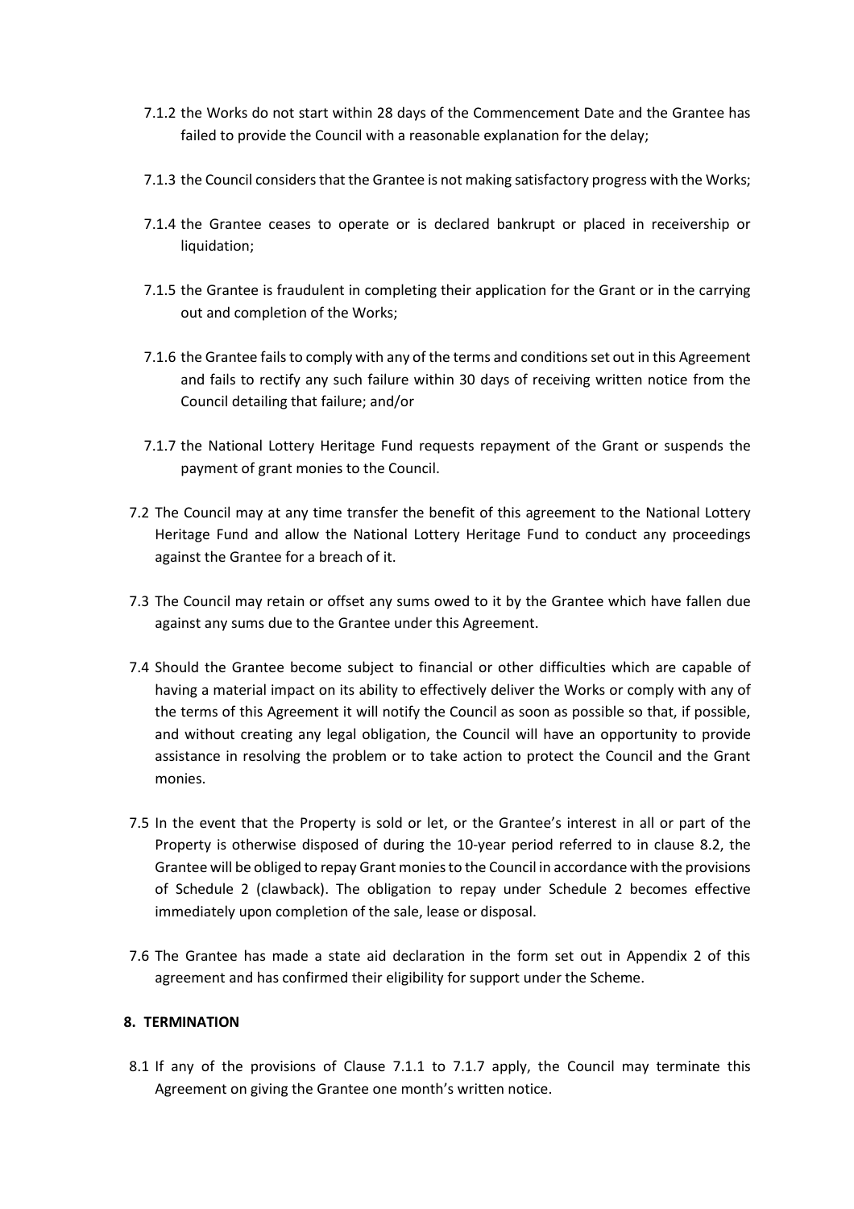7.1.2 the Works do not start within 28 days of the Commencement Date and the Grantee has failed to provide the Council with a reasonable explanation for the delay;

7.1.3 the Council considers that the Grantee is not making satisfactory progress with the Works;

7.1.4 the Grantee ceases to operate or is declared bankrupt or placed in receivership or liquidation;

7.1.5 the Grantee is fraudulent in completing their application for the Grant or in the carrying out and completion of the Works;

7.1.6 the Grantee fails to comply with any of the terms and conditions set out in this Agreement and fails to rectify any such failure within 30 days of receiving written notice from the Council detailing that failure; and/or

7.1.7 the National Lottery Heritage Fund requests repayment of the Grant or suspends the payment of grant monies to the Council.

7.2 The Council may at any time transfer the benefit of this agreement to the National Lottery Heritage Fund and allow the National Lottery Heritage Fund to conduct any proceedings against the Grantee for a breach of it.

7.3 The Council may retain or offset any sums owed to it by the Grantee which have fallen due against any sums due to the Grantee under this Agreement.

7.4 Should the Grantee become subject to financial or other difficulties which are capable of having a material impact on its ability to effectively deliver the Works or comply with any of the terms of this Agreement it will notify the Council as soon as possible so that, if possible, and without creating any legal obligation, the Council will have an opportunity to provide assistance in resolving the problem or to take action to protect the Council and the Grant monies.

7.5 In the event that the Property is sold or let, or the Grantee's interest in all or part of the Property is otherwise disposed of during the 10-year period referred to in clause 8.2, the Grantee will be obliged to repay Grant monies to the Council in accordance with the provisions of Schedule 2 (clawback). The obligation to repay under Schedule 2 becomes effective immediately upon completion of the sale, lease or disposal.

7.6 The Grantee has made a state aid declaration in the form set out in Appendix 2 of this agreement and has confirmed their eligibility for support under the Scheme.

**8. TERMINATION**

8.1 If any of the provisions of Clause 7.1.1 to 7.1.7 apply, the Council may terminate this Agreement on giving the Grantee one month's written notice.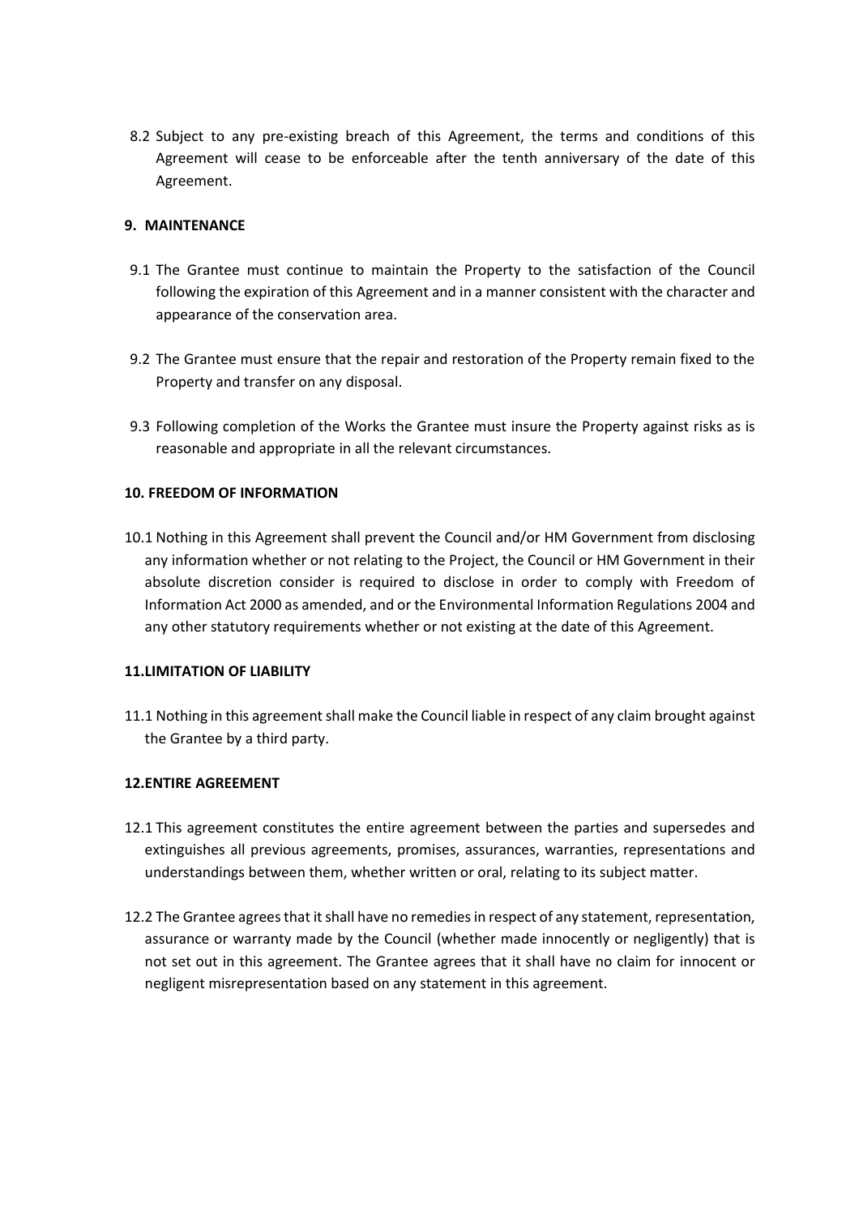8.2 Subject to any pre-existing breach of this Agreement, the terms and conditions of this Agreement will cease to be enforceable after the tenth anniversary of the date of this Agreement.

**9. MAINTENANCE**

9.1 The Grantee must continue to maintain the Property to the satisfaction of the Council following the expiration of this Agreement and in a manner consistent with the character and appearance of the conservation area.

9.2 The Grantee must ensure that the repair and restoration of the Property remain fixed to the Property and transfer on any disposal.

9.3 Following completion of the Works the Grantee must insure the Property against risks as is reasonable and appropriate in all the relevant circumstances.

**10. FREEDOM OF INFORMATION**

10.1 Nothing in this Agreement shall prevent the Council and/or HM Government from disclosing any information whether or not relating to the Project, the Council or HM Government in their absolute discretion consider is required to disclose in order to comply with Freedom of Information Act 2000 as amended, and or the Environmental Information Regulations 2004 and any other statutory requirements whether or not existing at the date of this Agreement.

**11.LIMITATION OF LIABILITY**

11.1 Nothing in this agreement shall make the Council liable in respect of any claim brought against the Grantee by a third party.

**12.ENTIRE AGREEMENT**

12.1 This agreement constitutes the entire agreement between the parties and supersedes and extinguishes all previous agreements, promises, assurances, warranties, representations and understandings between them, whether written or oral, relating to its subject matter.

12.2 The Grantee agrees that it shall have no remedies in respect of any statement, representation, assurance or warranty made by the Council (whether made innocently or negligently) that is not set out in this agreement. The Grantee agrees that it shall have no claim for innocent or negligent misrepresentation based on any statement in this agreement.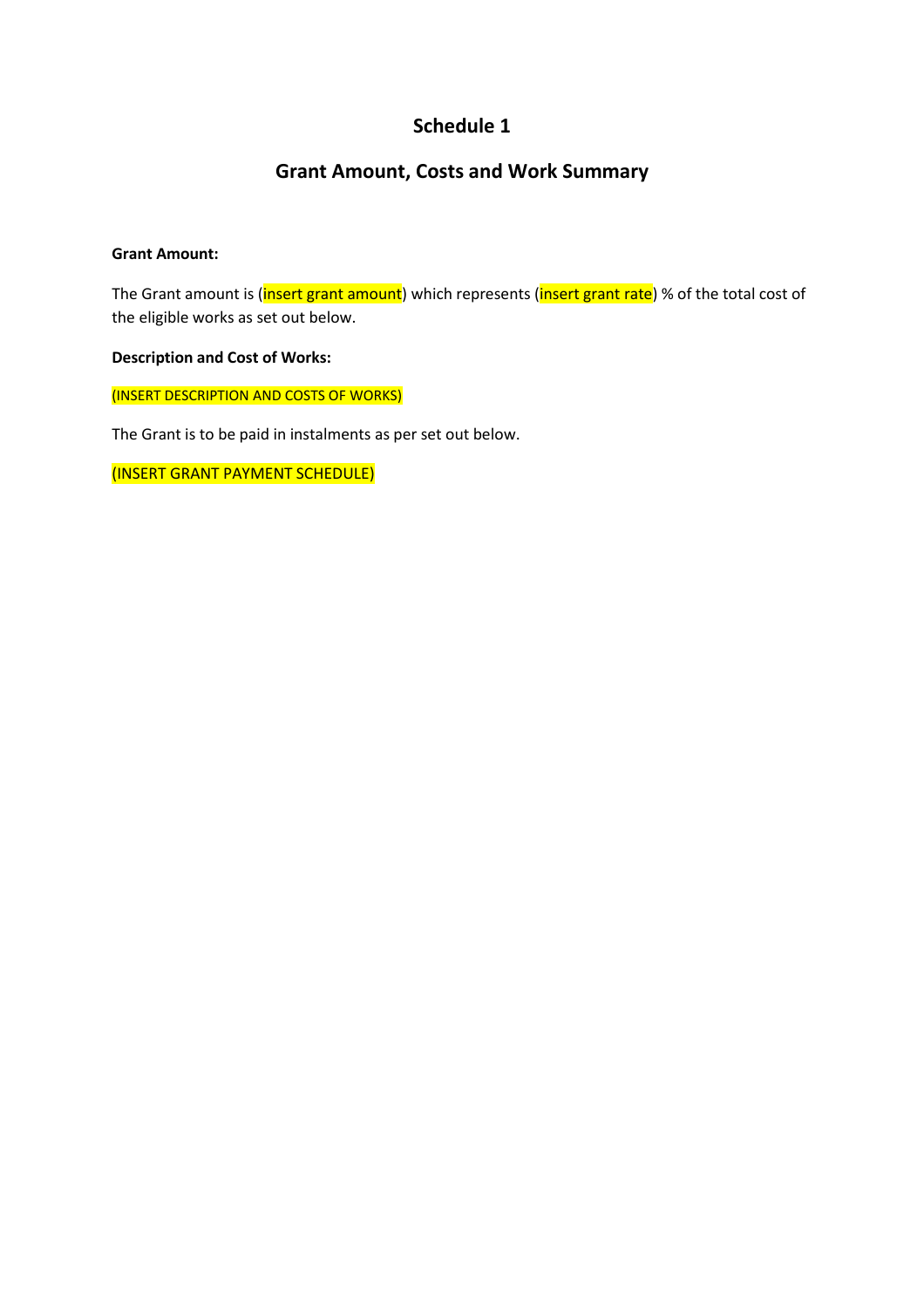# Schedule 1

## Grant Amount, Costs and Work Summary

**Grant Amount:**

The Grant amount is (insert grant amount) which represents (insert grant rate) % of the total cost of the eligible works as set out below.

**Description and Cost of Works:**

(INSERT DESCRIPTION AND COSTS OF WORKS)

The Grant is to be paid in instalments as per set out below.

(INSERT GRANT PAYMENT SCHEDULE)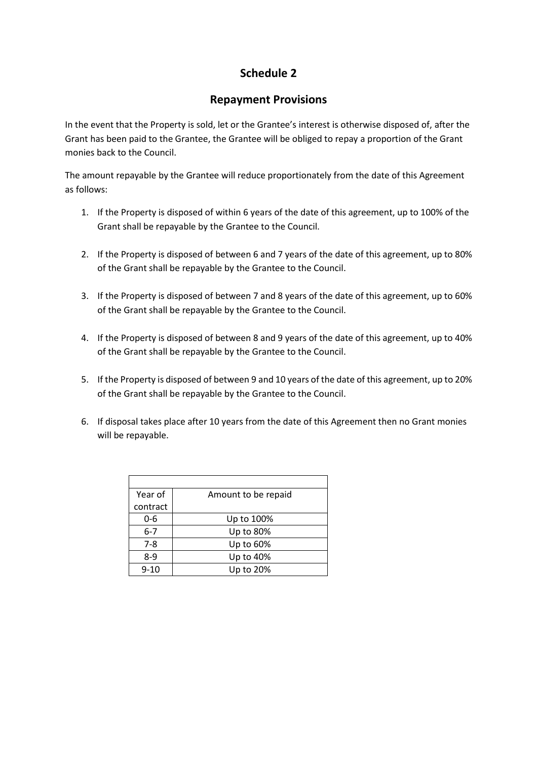# Schedule 2

## Repayment Provisions

In the event that the Property is sold, let or the Grantee's interest is otherwise disposed of, after the Grant has been paid to the Grantee, the Grantee will be obliged to repay a proportion of the Grant monies back to the Council.

The amount repayable by the Grantee will reduce proportionately from the date of this Agreement as follows:

1. If the Property is disposed of within 6 years of the date of this agreement, up to 100% of the Grant shall be repayable by the Grantee to the Council.

2. If the Property is disposed of between 6 and 7 years of the date of this agreement, up to 80% of the Grant shall be repayable by the Grantee to the Council.

3. If the Property is disposed of between 7 and 8 years of the date of this agreement, up to 60% of the Grant shall be repayable by the Grantee to the Council.

4. If the Property is disposed of between 8 and 9 years of the date of this agreement, up to 40% of the Grant shall be repayable by the Grantee to the Council.

5. If the Property is disposed of between 9 and 10 years of the date of this agreement, up to 20% of the Grant shall be repayable by the Grantee to the Council.

6. If disposal takes place after 10 years from the date of this Agreement then no Grant monies will be repayable.

| Year of contract | Amount to be repaid |
|---|---|
| 0-6 | Up to 100% |
| 6-7 | Up to 80% |
| 7-8 | Up to 60% |
| 8-9 | Up to 40% |
| 9-10 | Up to 20% |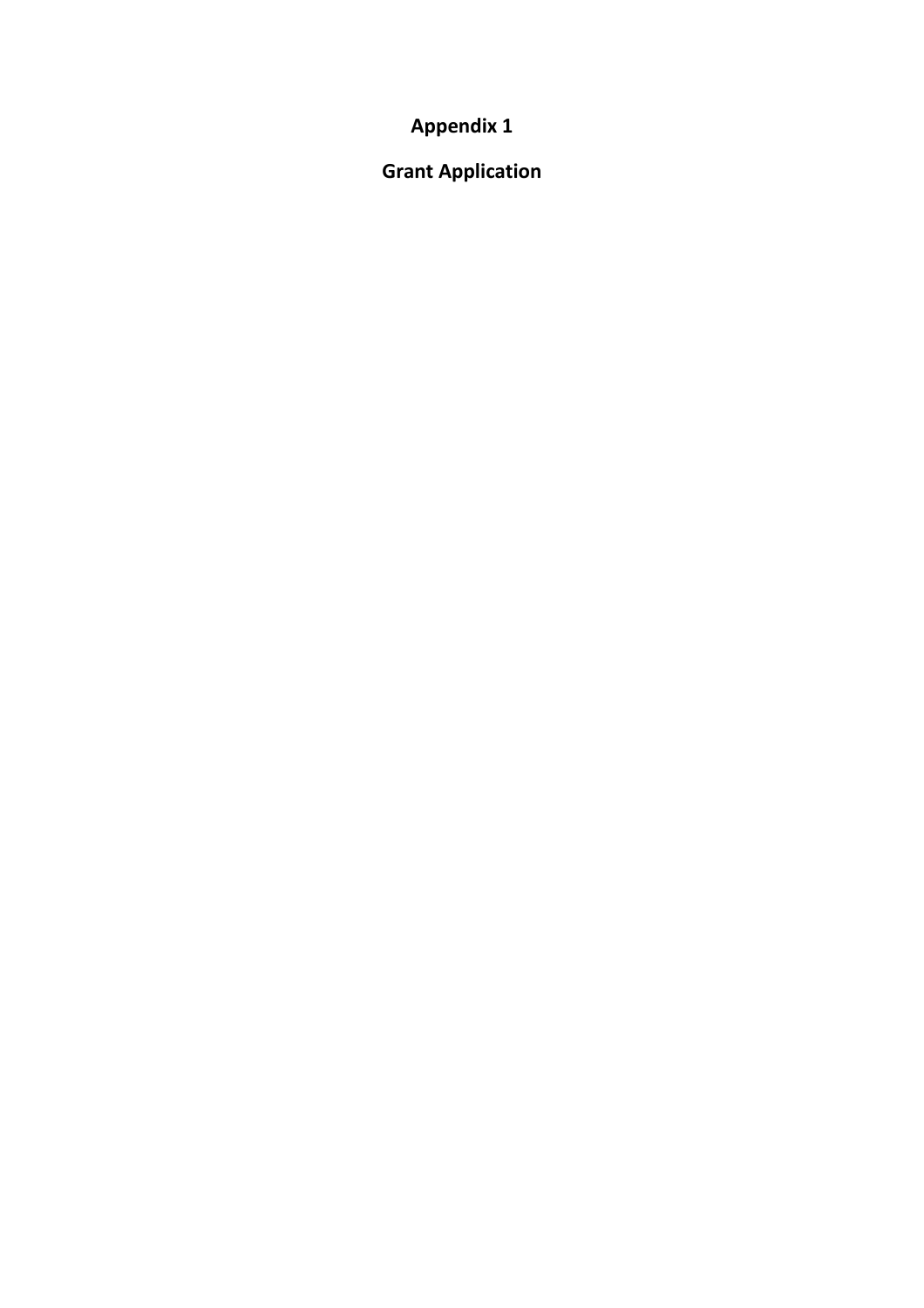# Appendix 1

## Grant Application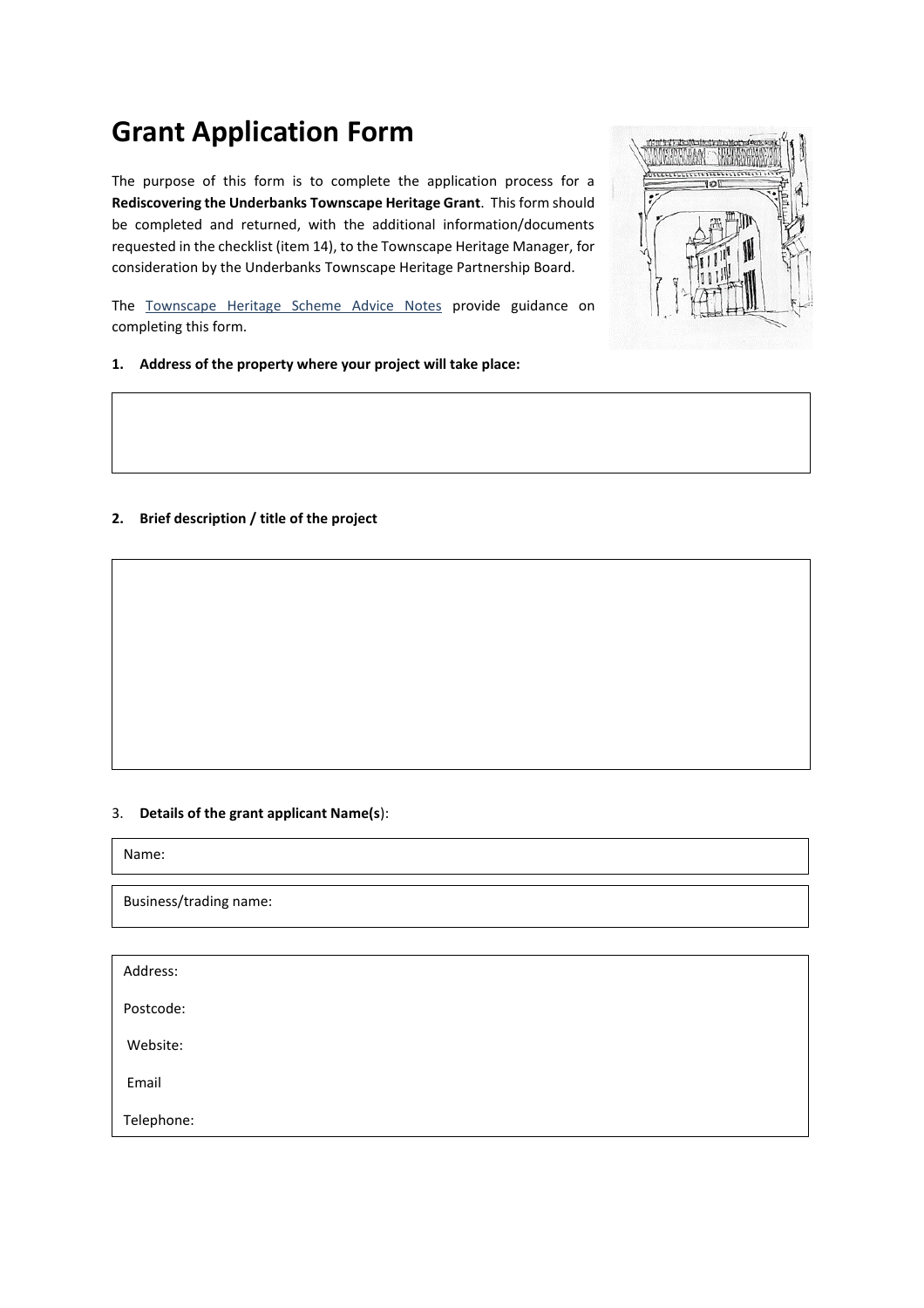# Grant Application Form

The purpose of this form is to complete the application process for a **Rediscovering the Underbanks Townscape Heritage Grant**. This form should be completed and returned, with the additional information/documents requested in the checklist (item 14), to the Townscape Heritage Manager, for consideration by the Underbanks Townscape Heritage Partnership Board.

The Townscape Heritage Scheme Advice Notes provide guidance on completing this form.

**1. Address of the property where your project will take place:**

| |
|---|
| |

**2. Brief description / title of the project**

| |
|---|
| |

3. **Details of the grant applicant Name(s)**:

| Name: |
|---|
| Business/trading name: |

| Address: |
|---|
| Postcode: |
| Website: |
| Email |
| Telephone: |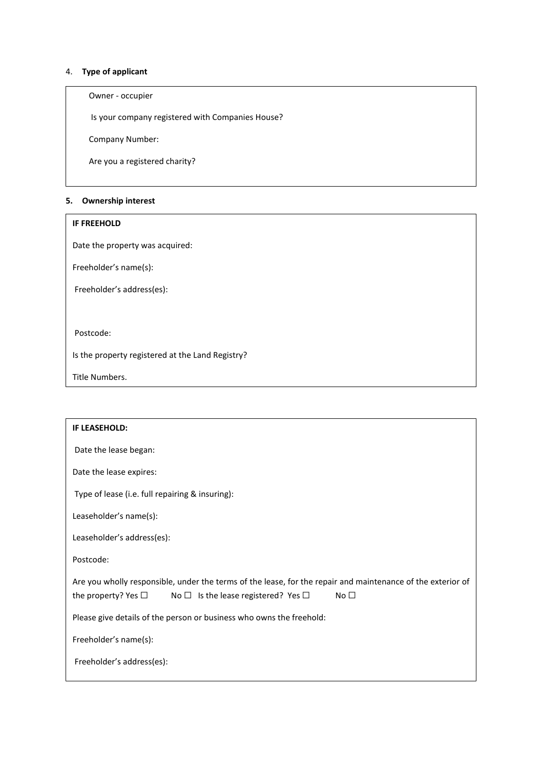4. **Type of applicant**

Owner - occupier

Is your company registered with Companies House?

Company Number:

Are you a registered charity?

**5. Ownership interest**

**IF FREEHOLD**

Date the property was acquired:

Freeholder's name(s):

Freeholder's address(es):

Postcode:

Is the property registered at the Land Registry?

Title Numbers.

**IF LEASEHOLD:**

Date the lease began:

Date the lease expires:

Type of lease (i.e. full repairing & insuring):

Leaseholder's name(s):

Leaseholder's address(es):

Postcode:

Are you wholly responsible, under the terms of the lease, for the repair and maintenance of the exterior of the property? Yes ☐ No ☐ Is the lease registered? Yes ☐ No ☐

Please give details of the person or business who owns the freehold:

Freeholder's name(s):

Freeholder's address(es):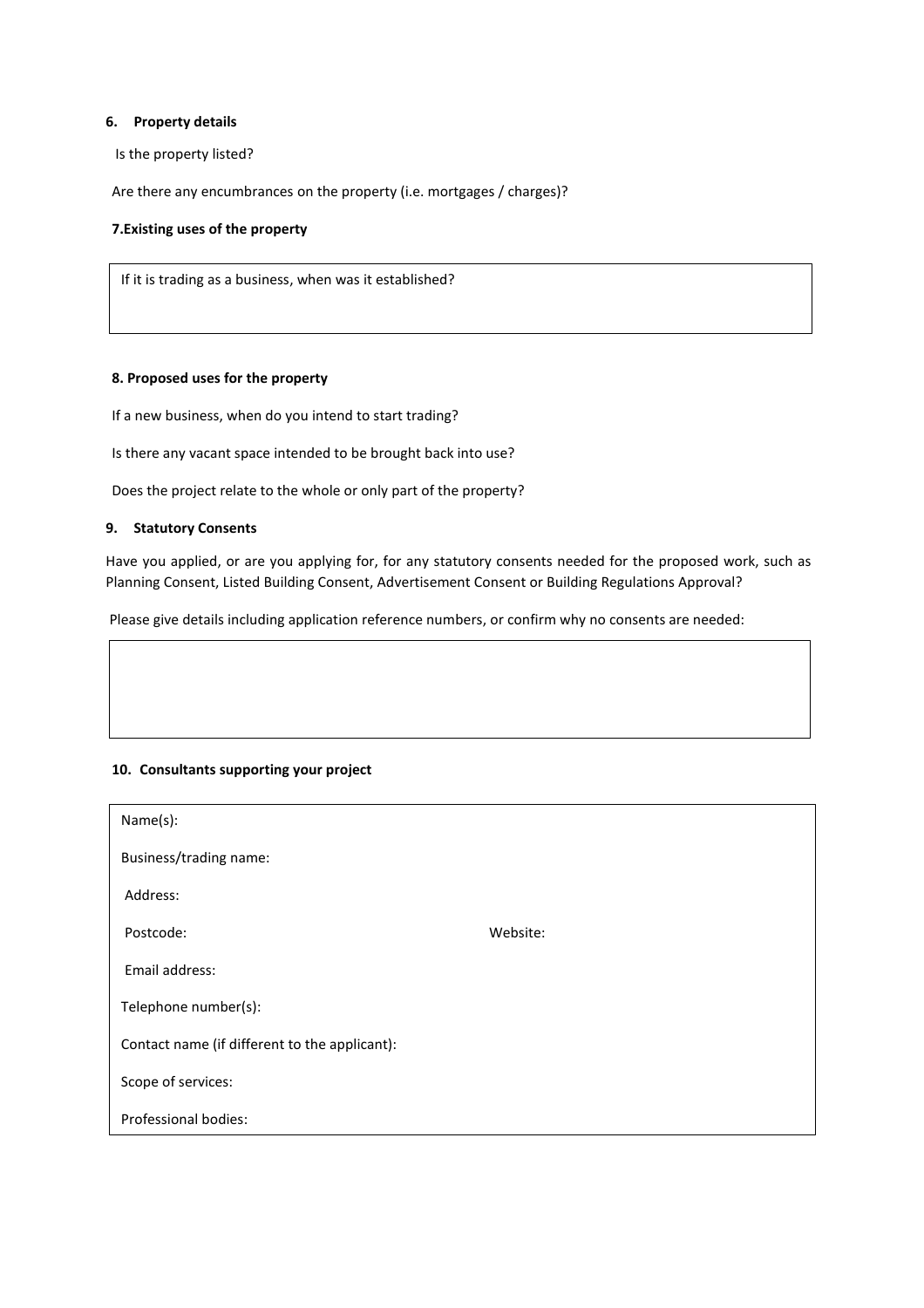#### 6. Property details

Is the property listed?

Are there any encumbrances on the property (i.e. mortgages / charges)?

#### 7. Existing uses of the property

| If it is trading as a business, when was it established? |
|---|
| |

#### 8. Proposed uses for the property

If a new business, when do you intend to start trading?

Is there any vacant space intended to be brought back into use?

Does the project relate to the whole or only part of the property?

#### 9. Statutory Consents

Have you applied, or are you applying for, for any statutory consents needed for the proposed work, such as Planning Consent, Listed Building Consent, Advertisement Consent or Building Regulations Approval?

Please give details including application reference numbers, or confirm why no consents are needed:

| |
|---|
| |

#### 10. Consultants supporting your project

| | |
|---|---|
| Name(s): | |
| Business/trading name: | |
| Address: | |
| Postcode: | Website: |
| Email address: | |
| Telephone number(s): | |
| Contact name (if different to the applicant): | |
| Scope of services: | |
| Professional bodies: | |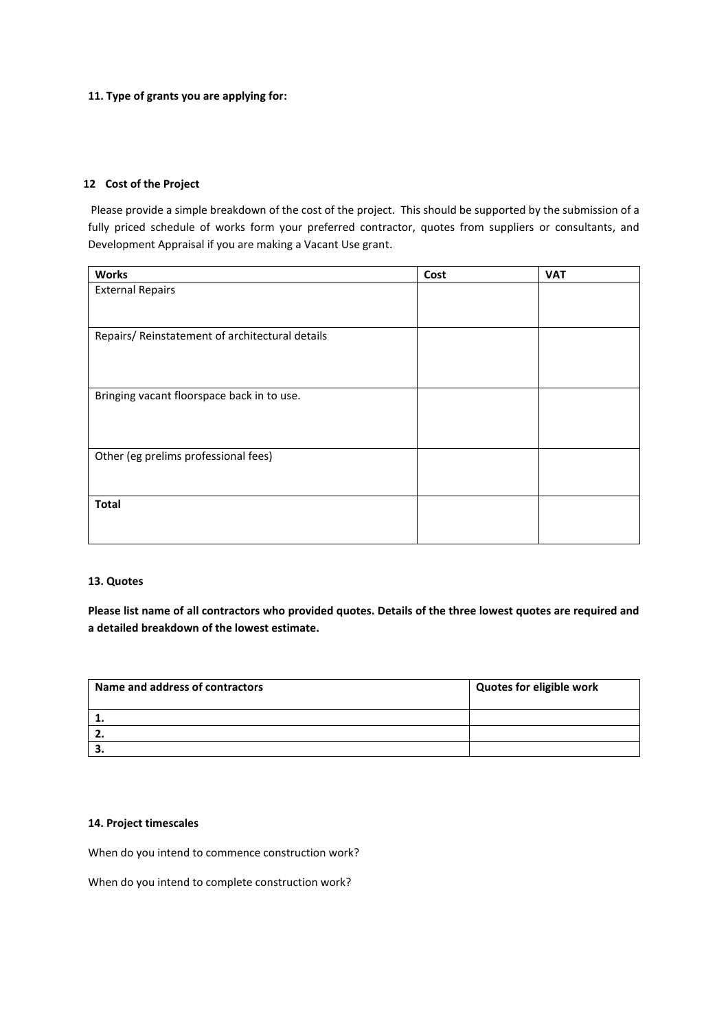**11. Type of grants you are applying for:**

**12 Cost of the Project**

Please provide a simple breakdown of the cost of the project. This should be supported by the submission of a fully priced schedule of works form your preferred contractor, quotes from suppliers or consultants, and Development Appraisal if you are making a Vacant Use grant.

| Works | Cost | VAT |
|---|---|---|
| External Repairs | | |
| Repairs/ Reinstatement of architectural details | | |
| Bringing vacant floorspace back in to use. | | |
| Other (eg prelims professional fees) | | |
| **Total** | | |

**13. Quotes**

**Please list name of all contractors who provided quotes. Details of the three lowest quotes are required and a detailed breakdown of the lowest estimate.**

| Name and address of contractors | Quotes for eligible work |
|---|---|
| **1.** | |
| **2.** | |
| **3.** | |

**14. Project timescales**

When do you intend to commence construction work?

When do you intend to complete construction work?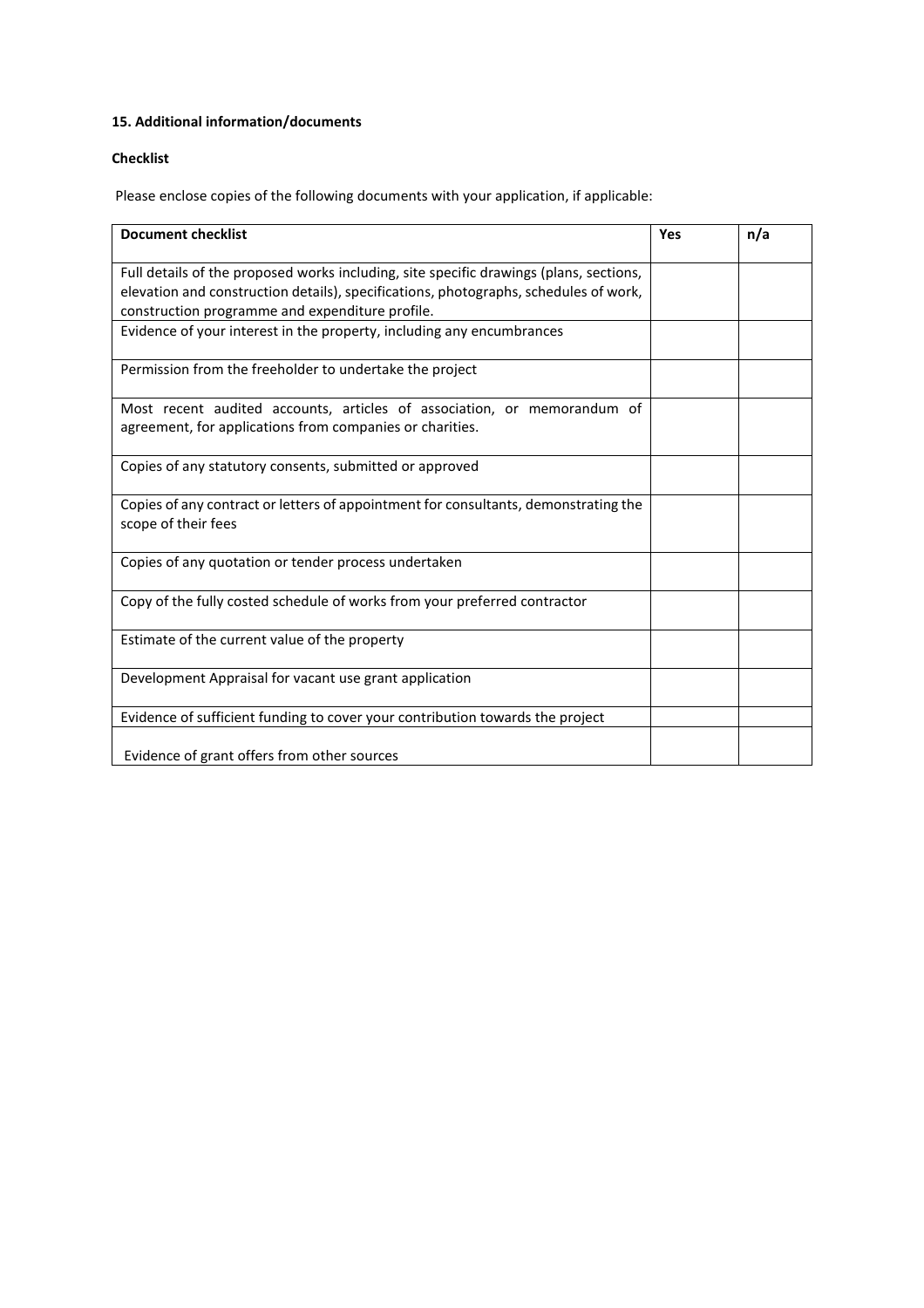**15. Additional information/documents**

**Checklist**

Please enclose copies of the following documents with your application, if applicable:

| Document checklist | Yes | n/a |
|---|---|---|
| Full details of the proposed works including, site specific drawings (plans, sections, elevation and construction details), specifications, photographs, schedules of work, construction programme and expenditure profile. | | |
| Evidence of your interest in the property, including any encumbrances | | |
| Permission from the freeholder to undertake the project | | |
| Most recent audited accounts, articles of association, or memorandum of agreement, for applications from companies or charities. | | |
| Copies of any statutory consents, submitted or approved | | |
| Copies of any contract or letters of appointment for consultants, demonstrating the scope of their fees | | |
| Copies of any quotation or tender process undertaken | | |
| Copy of the fully costed schedule of works from your preferred contractor | | |
| Estimate of the current value of the property | | |
| Development Appraisal for vacant use grant application | | |
| Evidence of sufficient funding to cover your contribution towards the project | | |
| Evidence of grant offers from other sources | | |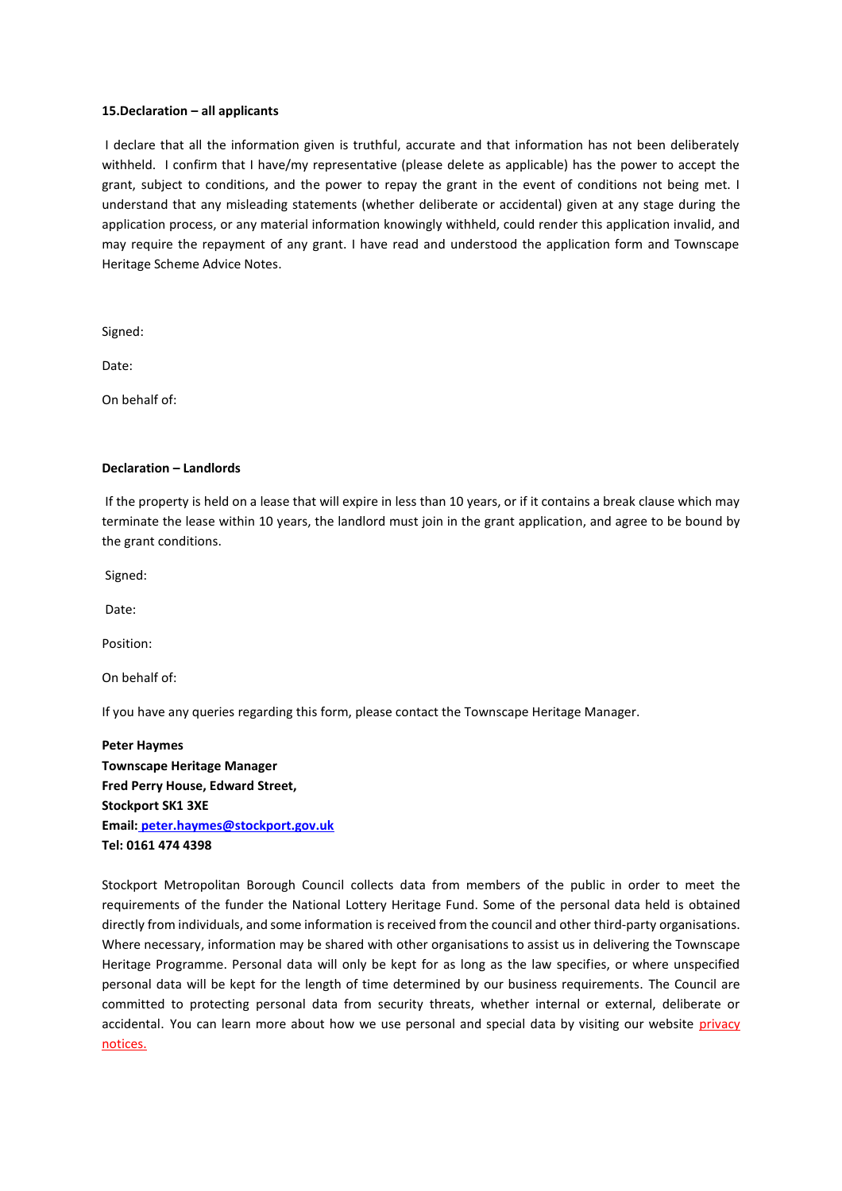**15.Declaration – all applicants**

I declare that all the information given is truthful, accurate and that information has not been deliberately withheld. I confirm that I have/my representative (please delete as applicable) has the power to accept the grant, subject to conditions, and the power to repay the grant in the event of conditions not being met. I understand that any misleading statements (whether deliberate or accidental) given at any stage during the application process, or any material information knowingly withheld, could render this application invalid, and may require the repayment of any grant. I have read and understood the application form and Townscape Heritage Scheme Advice Notes.

Signed:

Date:

On behalf of:

**Declaration – Landlords**

If the property is held on a lease that will expire in less than 10 years, or if it contains a break clause which may terminate the lease within 10 years, the landlord must join in the grant application, and agree to be bound by the grant conditions.

Signed:

Date:

Position:

On behalf of:

If you have any queries regarding this form, please contact the Townscape Heritage Manager.

**Peter Haymes**
**Townscape Heritage Manager**
**Fred Perry House, Edward Street,**
**Stockport SK1 3XE**
**Email: peter.haymes@stockport.gov.uk**
**Tel: 0161 474 4398**

Stockport Metropolitan Borough Council collects data from members of the public in order to meet the requirements of the funder the National Lottery Heritage Fund. Some of the personal data held is obtained directly from individuals, and some information is received from the council and other third-party organisations. Where necessary, information may be shared with other organisations to assist us in delivering the Townscape Heritage Programme. Personal data will only be kept for as long as the law specifies, or where unspecified personal data will be kept for the length of time determined by our business requirements. The Council are committed to protecting personal data from security threats, whether internal or external, deliberate or accidental. You can learn more about how we use personal and special data by visiting our website privacy notices.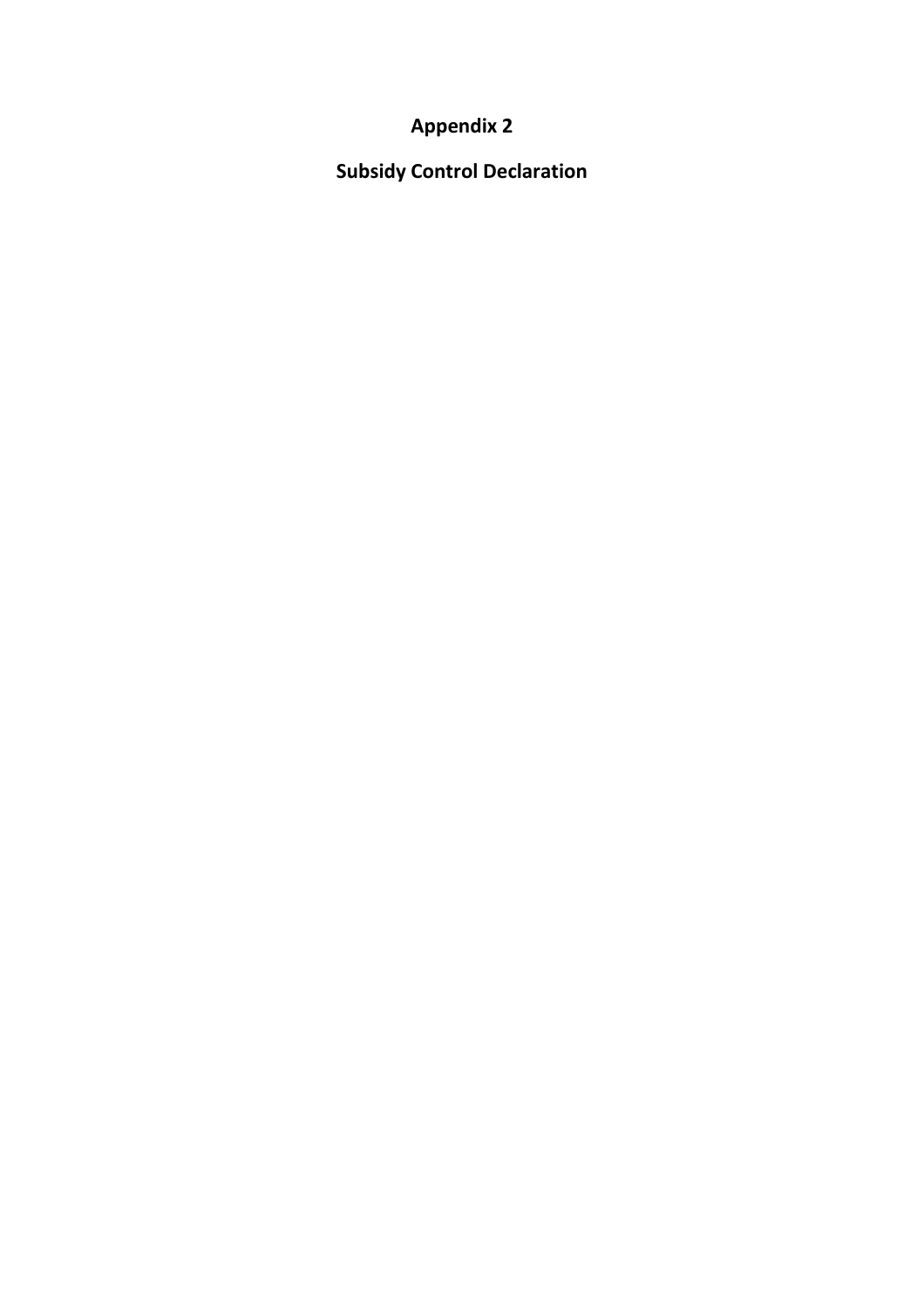# Appendix 2

## Subsidy Control Declaration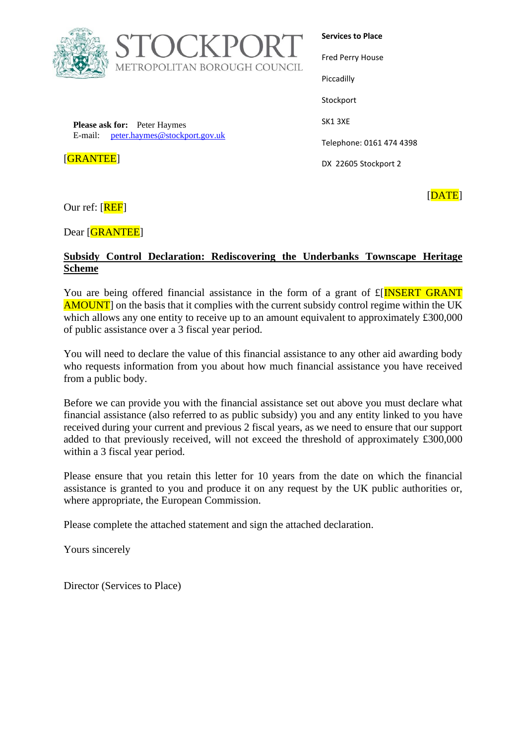STOCKPORT
METROPOLITAN BOROUGH COUNCIL

**Services to Place**

Fred Perry House

Piccadilly

Stockport

SK1 3XE

Telephone: 0161 474 4398

DX 22605 Stockport 2

**Please ask for:** Peter Haymes
E-mail: peter.haymes@stockport.gov.uk

[GRANTEE]

[DATE]

Our ref: [REF]

Dear [GRANTEE]

**Subsidy Control Declaration: Rediscovering the Underbanks Townscape Heritage Scheme**

You are being offered financial assistance in the form of a grant of £[INSERT GRANT AMOUNT] on the basis that it complies with the current subsidy control regime within the UK which allows any one entity to receive up to an amount equivalent to approximately £300,000 of public assistance over a 3 fiscal year period.

You will need to declare the value of this financial assistance to any other aid awarding body who requests information from you about how much financial assistance you have received from a public body.

Before we can provide you with the financial assistance set out above you must declare what financial assistance (also referred to as public subsidy) you and any entity linked to you have received during your current and previous 2 fiscal years, as we need to ensure that our support added to that previously received, will not exceed the threshold of approximately £300,000 within a 3 fiscal year period.

Please ensure that you retain this letter for 10 years from the date on which the financial assistance is granted to you and produce it on any request by the UK public authorities or, where appropriate, the European Commission.

Please complete the attached statement and sign the attached declaration.

Yours sincerely

Director (Services to Place)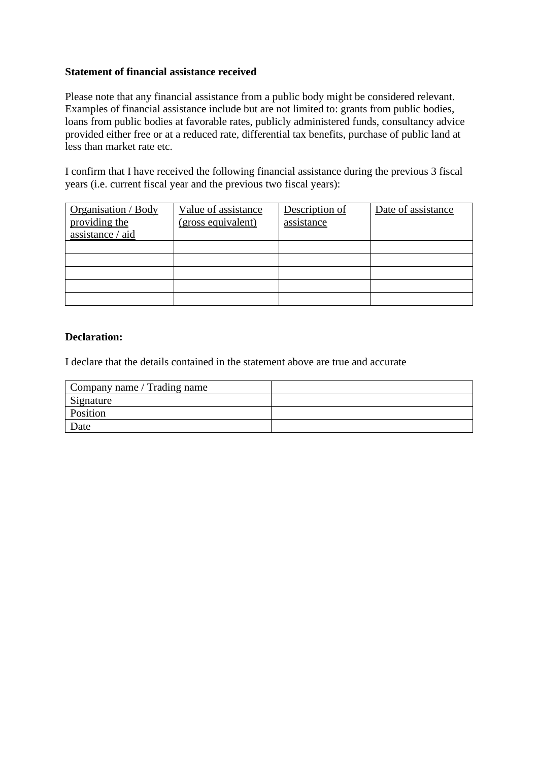**Statement of financial assistance received**

Please note that any financial assistance from a public body might be considered relevant. Examples of financial assistance include but are not limited to: grants from public bodies, loans from public bodies at favorable rates, publicly administered funds, consultancy advice provided either free or at a reduced rate, differential tax benefits, purchase of public land at less than market rate etc.

I confirm that I have received the following financial assistance during the previous 3 fiscal years (i.e. current fiscal year and the previous two fiscal years):

| Organisation / Body providing the assistance / aid | Value of assistance (gross equivalent) | Description of assistance | Date of assistance |
|---|---|---|---|
| | | | |
| | | | |
| | | | |
| | | | |
| | | | |

**Declaration:**

I declare that the details contained in the statement above are true and accurate

| Company name / Trading name | |
|---|---|
| Signature | |
| Position | |
| Date | |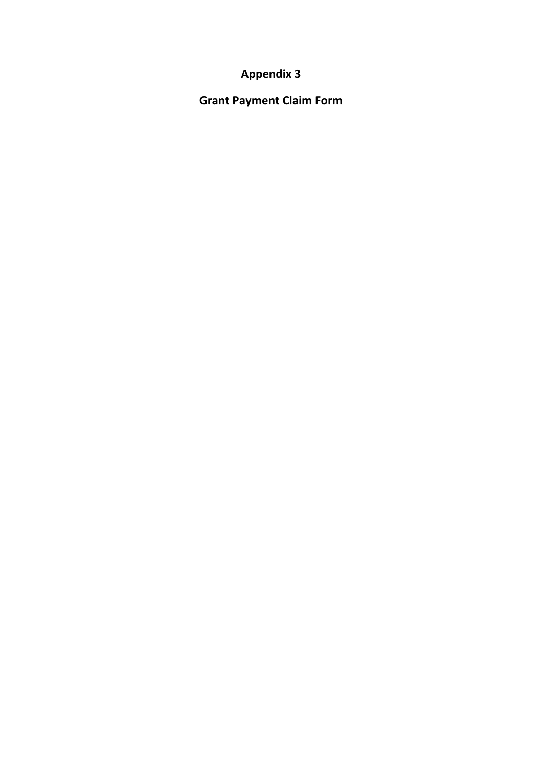# Appendix 3

## Grant Payment Claim Form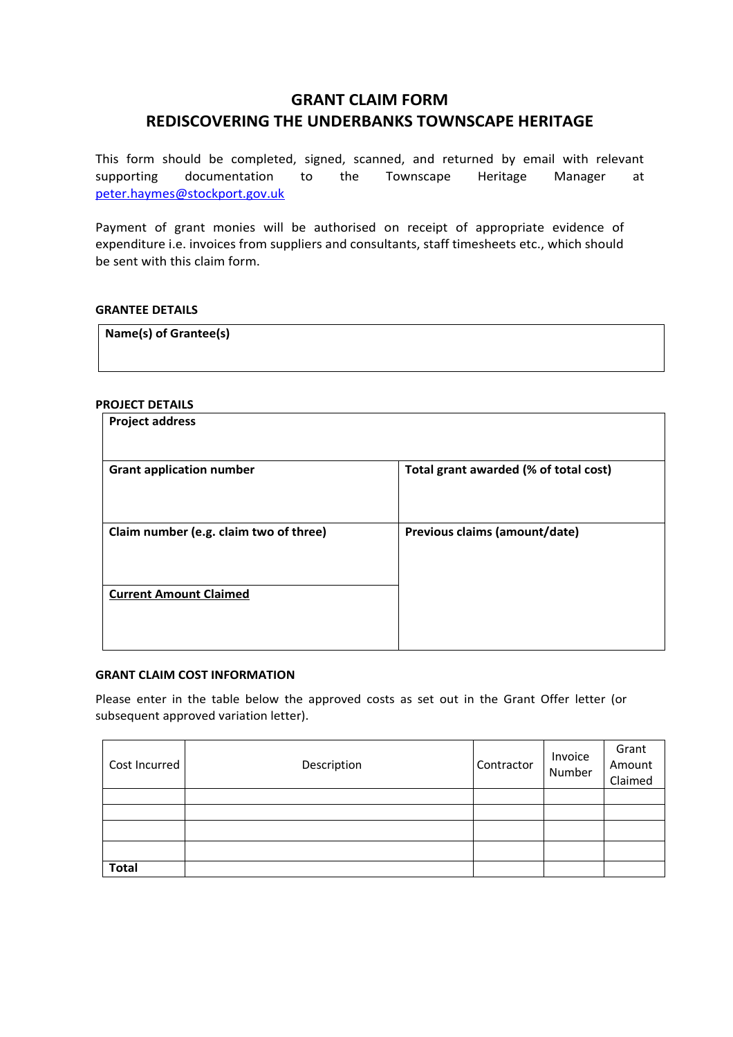# GRANT CLAIM FORM
## REDISCOVERING THE UNDERBANKS TOWNSCAPE HERITAGE

This form should be completed, signed, scanned, and returned by email with relevant supporting documentation to the Townscape Heritage Manager at peter.haymes@stockport.gov.uk

Payment of grant monies will be authorised on receipt of appropriate evidence of expenditure i.e. invoices from suppliers and consultants, staff timesheets etc., which should be sent with this claim form.

**GRANTEE DETAILS**

| **Name(s) of Grantee(s)** |
|---|
| |

**PROJECT DETAILS**

| **Project address** | |
|---|---|
| **Grant application number** | **Total grant awarded (% of total cost)** |
| **Claim number (e.g. claim two of three)** | **Previous claims (amount/date)** |
| **<u>Current Amount Claimed</u>** | |

**GRANT CLAIM COST INFORMATION**

Please enter in the table below the approved costs as set out in the Grant Offer letter (or subsequent approved variation letter).

| Cost Incurred | Description | Contractor | Invoice Number | Grant Amount Claimed |
|---|---|---|---|---|
| | | | | |
| | | | | |
| | | | | |
| | | | | |
| **Total** | | | | |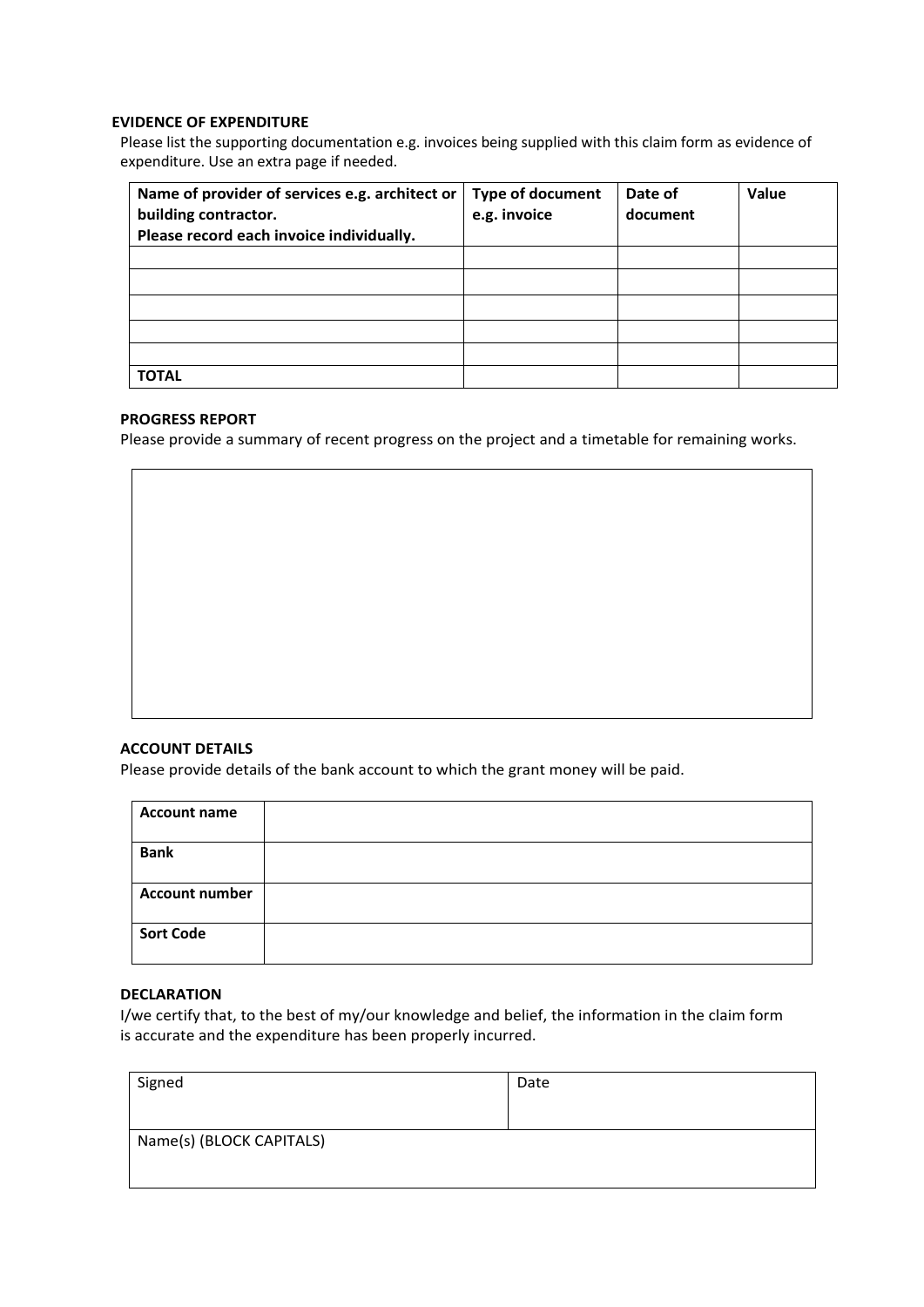**EVIDENCE OF EXPENDITURE**

Please list the supporting documentation e.g. invoices being supplied with this claim form as evidence of expenditure. Use an extra page if needed.

| **Name of provider of services e.g. architect or building contractor. Please record each invoice individually.** | **Type of document e.g. invoice** | **Date of document** | **Value** |
|---|---|---|---|
| | | | |
| | | | |
| | | | |
| | | | |
| | | | |
| **TOTAL** | | | |

**PROGRESS REPORT**

Please provide a summary of recent progress on the project and a timetable for remaining works.

| |
|---|
| |

**ACCOUNT DETAILS**

Please provide details of the bank account to which the grant money will be paid.

| | |
|---|---|
| **Account name** | |
| **Bank** | |
| **Account number** | |
| **Sort Code** | |

**DECLARATION**

I/we certify that, to the best of my/our knowledge and belief, the information in the claim form is accurate and the expenditure has been properly incurred.

| | |
|---|---|
| Signed | Date |
| Name(s) (BLOCK CAPITALS) | |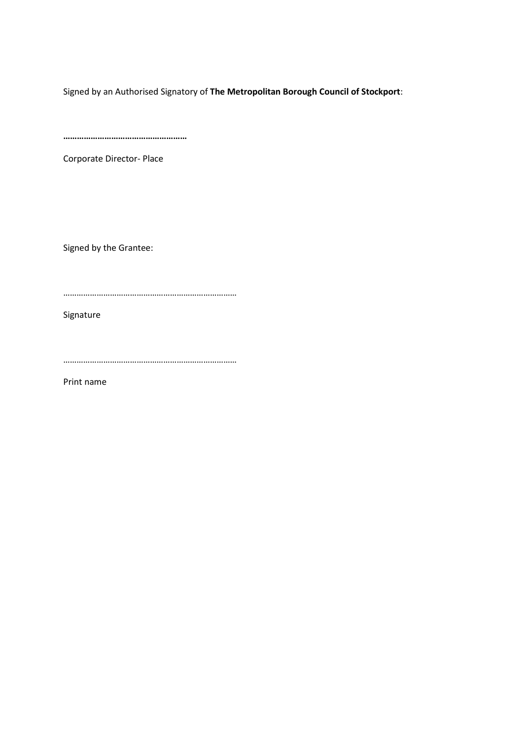Signed by an Authorised Signatory of **The Metropolitan Borough Council of Stockport**:

**……………………………………………**

Corporate Director- Place

Signed by the Grantee:

…………………………………………………………………

Signature

…………………………………………………………………

Print name